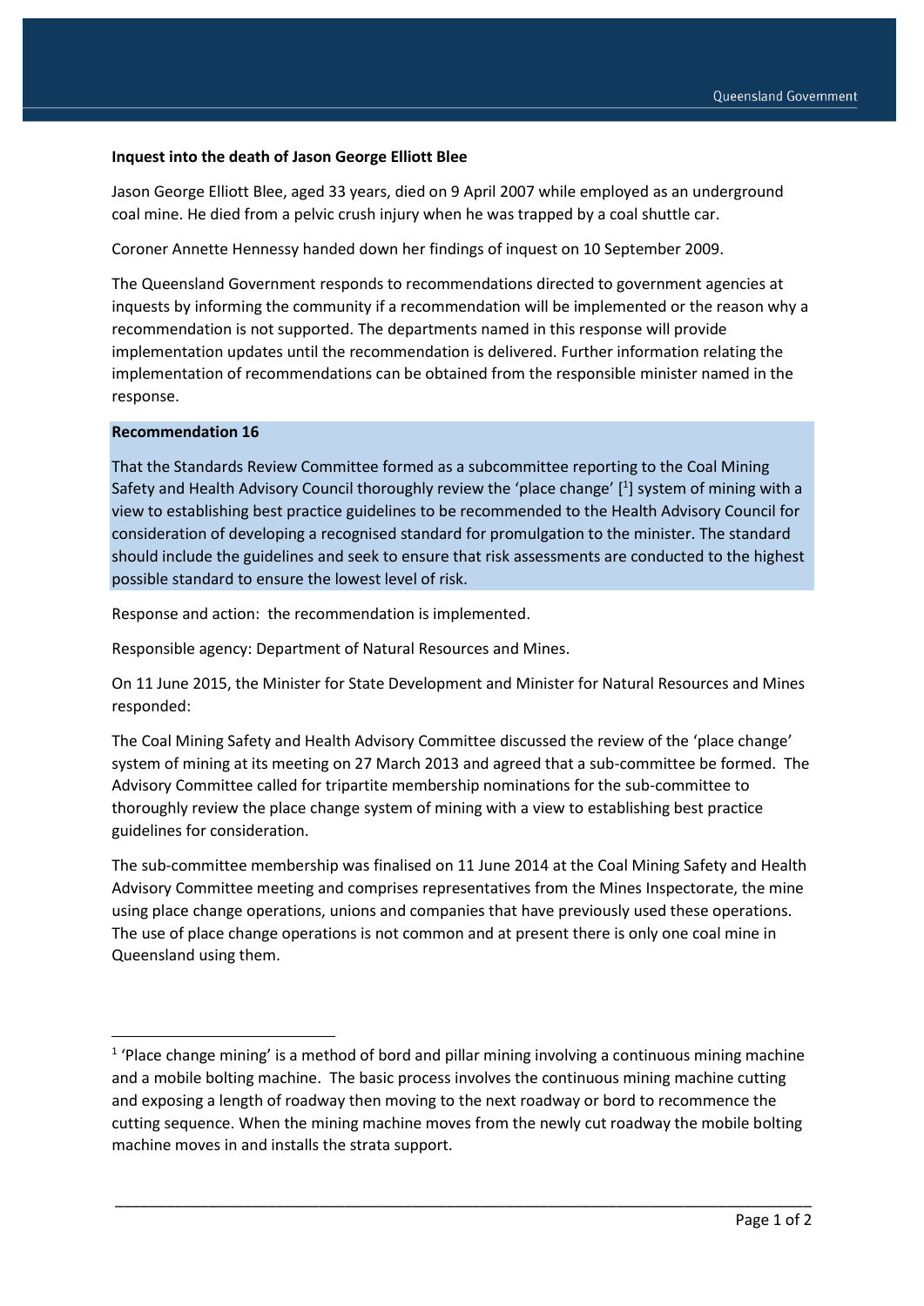**Inquest into the death of Jason George Elliott Blee**

Jason George Elliott Blee, aged 33 years, died on 9 April 2007 while employed as an underground coal mine. He died from a pelvic crush injury when he was trapped by a coal shuttle car.

Coroner Annette Hennessy handed down her findings of inquest on 10 September 2009.

The Queensland Government responds to recommendations directed to government agencies at inquests by informing the community if a recommendation will be implemented or the reason why a recommendation is not supported. The departments named in this response will provide implementation updates until the recommendation is delivered. Further information relating the implementation of recommendations can be obtained from the responsible minister named in the response.

**Recommendation 16**

That the Standards Review Committee formed as a subcommittee reporting to the Coal Mining Safety and Health Advisory Council thoroughly review the 'place change' [1] system of mining with a view to establishing best practice guidelines to be recommended to the Health Advisory Council for consideration of developing a recognised standard for promulgation to the minister. The standard should include the guidelines and seek to ensure that risk assessments are conducted to the highest possible standard to ensure the lowest level of risk.

Response and action: the recommendation is implemented.

Responsible agency: Department of Natural Resources and Mines.

On 11 June 2015, the Minister for State Development and Minister for Natural Resources and Mines responded:

The Coal Mining Safety and Health Advisory Committee discussed the review of the 'place change' system of mining at its meeting on 27 March 2013 and agreed that a sub-committee be formed. The Advisory Committee called for tripartite membership nominations for the sub-committee to thoroughly review the place change system of mining with a view to establishing best practice guidelines for consideration.

The sub-committee membership was finalised on 11 June 2014 at the Coal Mining Safety and Health Advisory Committee meeting and comprises representatives from the Mines Inspectorate, the mine using place change operations, unions and companies that have previously used these operations. The use of place change operations is not common and at present there is only one coal mine in Queensland using them.

---

[1] 'Place change mining' is a method of bord and pillar mining involving a continuous mining machine and a mobile bolting machine. The basic process involves the continuous mining machine cutting and exposing a length of roadway then moving to the next roadway or bord to recommence the cutting sequence. When the mining machine moves from the newly cut roadway the mobile bolting machine moves in and installs the strata support.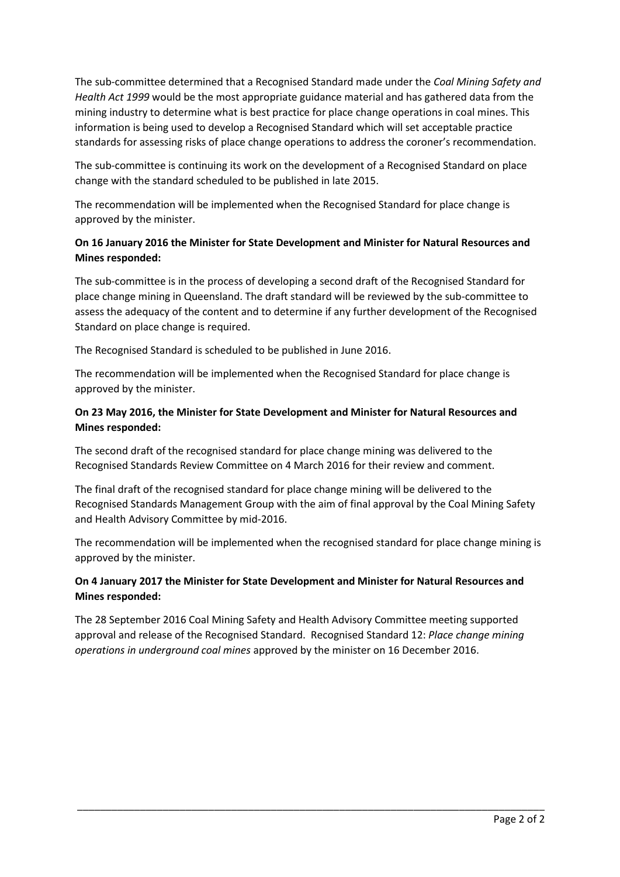The sub-committee determined that a Recognised Standard made under the *Coal Mining Safety and Health Act 1999* would be the most appropriate guidance material and has gathered data from the mining industry to determine what is best practice for place change operations in coal mines. This information is being used to develop a Recognised Standard which will set acceptable practice standards for assessing risks of place change operations to address the coroner's recommendation.

The sub-committee is continuing its work on the development of a Recognised Standard on place change with the standard scheduled to be published in late 2015.

The recommendation will be implemented when the Recognised Standard for place change is approved by the minister.

**On 16 January 2016 the Minister for State Development and Minister for Natural Resources and Mines responded:**

The sub-committee is in the process of developing a second draft of the Recognised Standard for place change mining in Queensland. The draft standard will be reviewed by the sub-committee to assess the adequacy of the content and to determine if any further development of the Recognised Standard on place change is required.

The Recognised Standard is scheduled to be published in June 2016.

The recommendation will be implemented when the Recognised Standard for place change is approved by the minister.

**On 23 May 2016, the Minister for State Development and Minister for Natural Resources and Mines responded:**

The second draft of the recognised standard for place change mining was delivered to the Recognised Standards Review Committee on 4 March 2016 for their review and comment.

The final draft of the recognised standard for place change mining will be delivered to the Recognised Standards Management Group with the aim of final approval by the Coal Mining Safety and Health Advisory Committee by mid-2016.

The recommendation will be implemented when the recognised standard for place change mining is approved by the minister.

**On 4 January 2017 the Minister for State Development and Minister for Natural Resources and Mines responded:**

The 28 September 2016 Coal Mining Safety and Health Advisory Committee meeting supported approval and release of the Recognised Standard. Recognised Standard 12: *Place change mining operations in underground coal mines* approved by the minister on 16 December 2016.